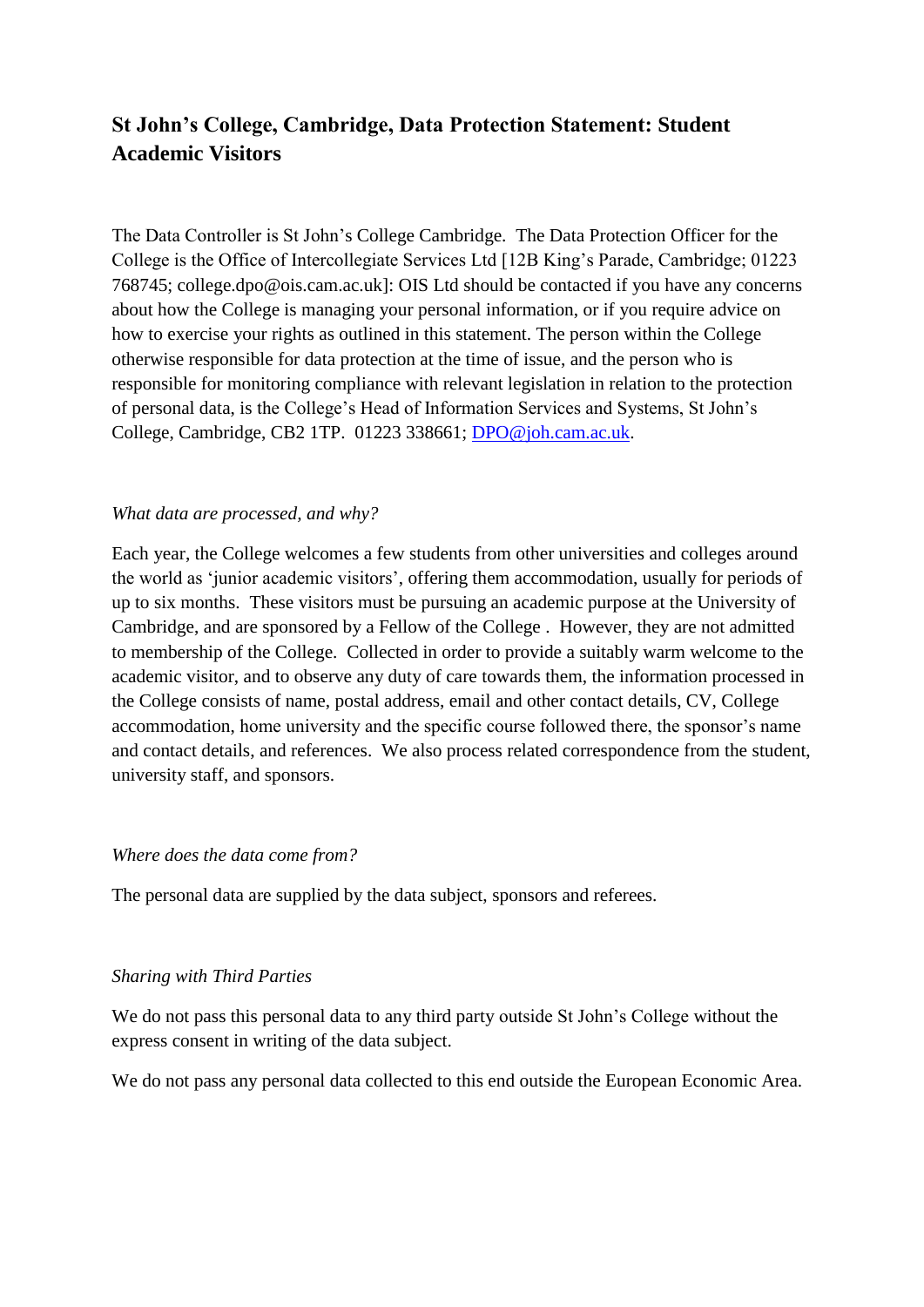# St John's College, Cambridge, Data Protection Statement: Student Academic Visitors

The Data Controller is St John's College Cambridge. The Data Protection Officer for the College is the Office of Intercollegiate Services Ltd [12B King's Parade, Cambridge; 01223 768745; college.dpo@ois.cam.ac.uk]: OIS Ltd should be contacted if you have any concerns about how the College is managing your personal information, or if you require advice on how to exercise your rights as outlined in this statement. The person within the College otherwise responsible for data protection at the time of issue, and the person who is responsible for monitoring compliance with relevant legislation in relation to the protection of personal data, is the College's Head of Information Services and Systems, St John's College, Cambridge, CB2 1TP. 01223 338661; DPO@joh.cam.ac.uk.

*What data are processed, and why?*

Each year, the College welcomes a few students from other universities and colleges around the world as 'junior academic visitors', offering them accommodation, usually for periods of up to six months. These visitors must be pursuing an academic purpose at the University of Cambridge, and are sponsored by a Fellow of the College . However, they are not admitted to membership of the College. Collected in order to provide a suitably warm welcome to the academic visitor, and to observe any duty of care towards them, the information processed in the College consists of name, postal address, email and other contact details, CV, College accommodation, home university and the specific course followed there, the sponsor's name and contact details, and references. We also process related correspondence from the student, university staff, and sponsors.

*Where does the data come from?*

The personal data are supplied by the data subject, sponsors and referees.

*Sharing with Third Parties*

We do not pass this personal data to any third party outside St John's College without the express consent in writing of the data subject.

We do not pass any personal data collected to this end outside the European Economic Area.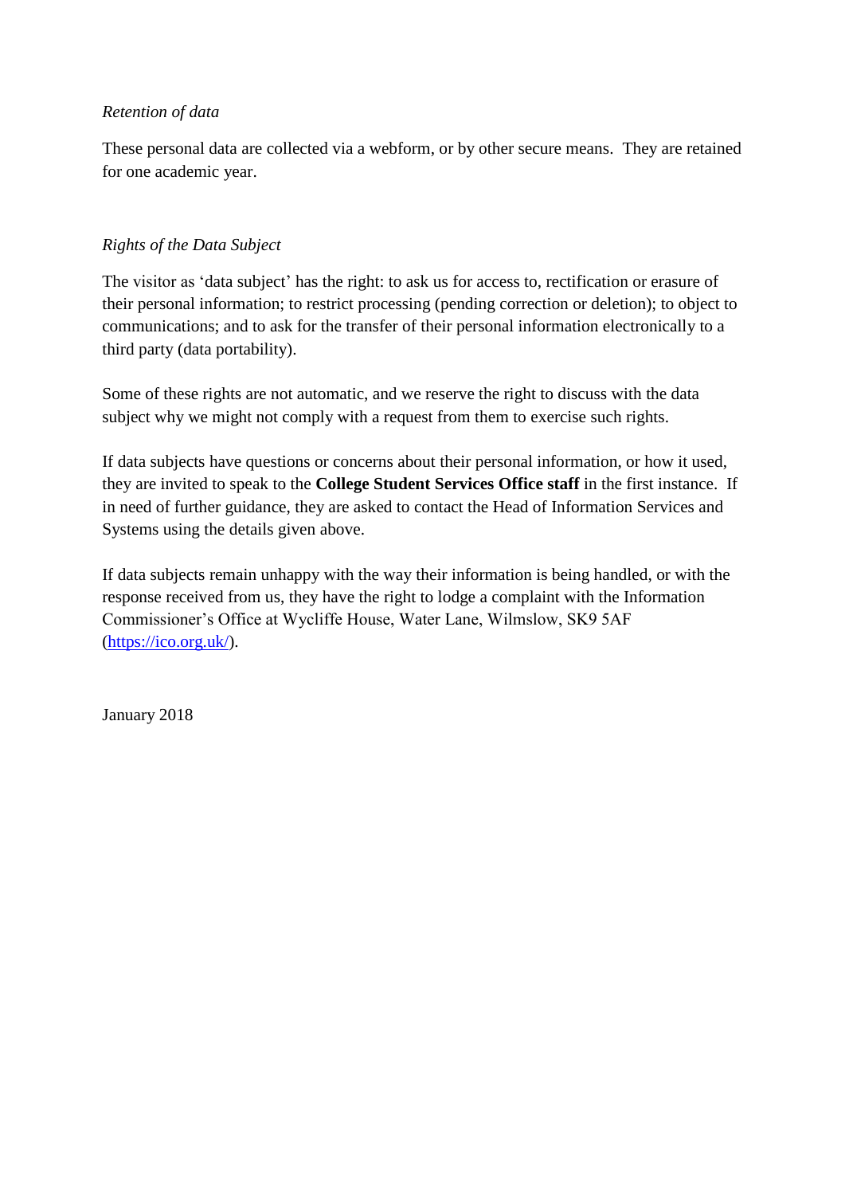*Retention of data*

These personal data are collected via a webform, or by other secure means. They are retained for one academic year.

*Rights of the Data Subject*

The visitor as 'data subject' has the right: to ask us for access to, rectification or erasure of their personal information; to restrict processing (pending correction or deletion); to object to communications; and to ask for the transfer of their personal information electronically to a third party (data portability).

Some of these rights are not automatic, and we reserve the right to discuss with the data subject why we might not comply with a request from them to exercise such rights.

If data subjects have questions or concerns about their personal information, or how it used, they are invited to speak to the **College Student Services Office staff** in the first instance. If in need of further guidance, they are asked to contact the Head of Information Services and Systems using the details given above.

If data subjects remain unhappy with the way their information is being handled, or with the response received from us, they have the right to lodge a complaint with the Information Commissioner's Office at Wycliffe House, Water Lane, Wilmslow, SK9 5AF (https://ico.org.uk/).

January 2018